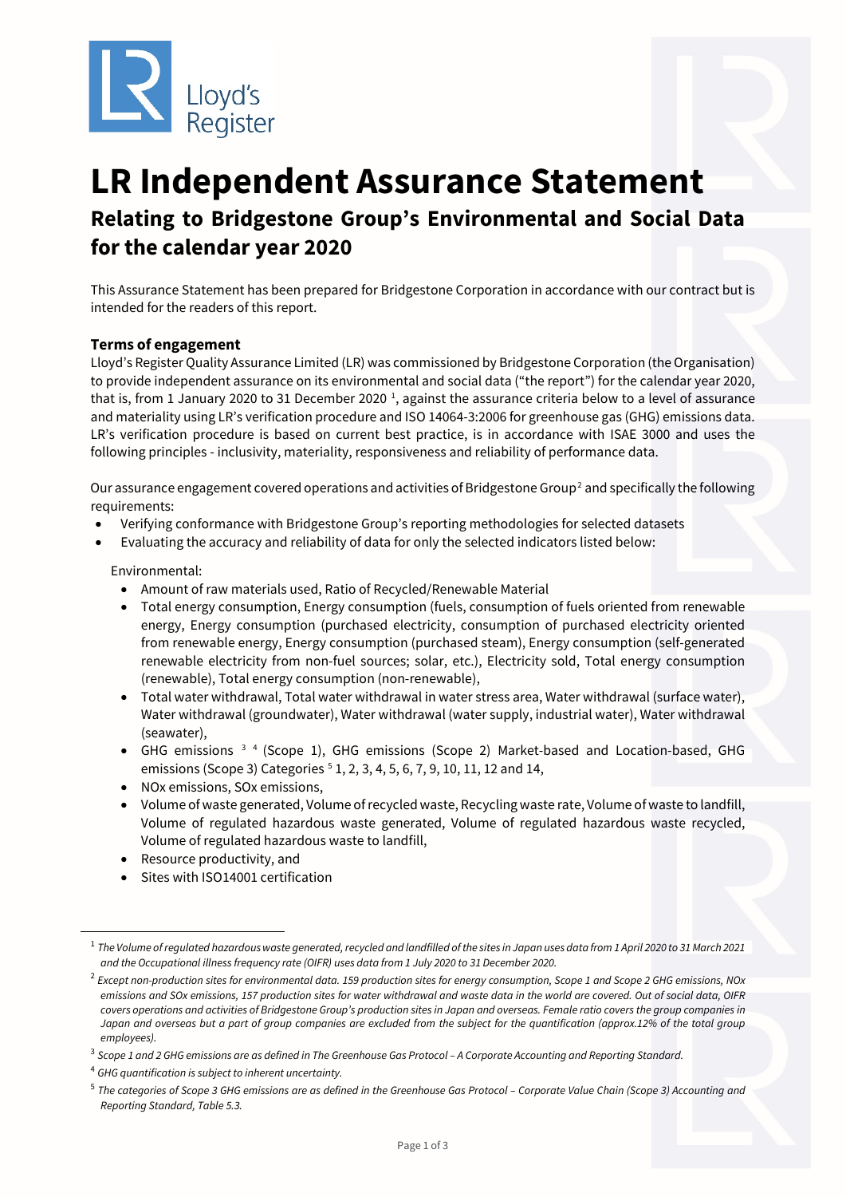Lloyd's Register

# LR Independent Assurance Statement

## Relating to Bridgestone Group's Environmental and Social Data for the calendar year 2020

This Assurance Statement has been prepared for Bridgestone Corporation in accordance with our contract but is intended for the readers of this report.

### Terms of engagement

Lloyd's Register Quality Assurance Limited (LR) was commissioned by Bridgestone Corporation (the Organisation) to provide independent assurance on its environmental and social data ("the report") for the calendar year 2020, that is, from 1 January 2020 to 31 December 2020 [1], against the assurance criteria below to a level of assurance and materiality using LR's verification procedure and ISO 14064-3:2006 for greenhouse gas (GHG) emissions data. LR's verification procedure is based on current best practice, is in accordance with ISAE 3000 and uses the following principles - inclusivity, materiality, responsiveness and reliability of performance data.

Our assurance engagement covered operations and activities of Bridgestone Group[2] and specifically the following requirements:

- Verifying conformance with Bridgestone Group's reporting methodologies for selected datasets
- Evaluating the accuracy and reliability of data for only the selected indicators listed below:

  Environmental:
  - Amount of raw materials used, Ratio of Recycled/Renewable Material
  - Total energy consumption, Energy consumption (fuels, consumption of fuels oriented from renewable energy, Energy consumption (purchased electricity, consumption of purchased electricity oriented from renewable energy, Energy consumption (purchased steam), Energy consumption (self-generated renewable electricity from non-fuel sources; solar, etc.), Electricity sold, Total energy consumption (renewable), Total energy consumption (non-renewable),
  - Total water withdrawal, Total water withdrawal in water stress area, Water withdrawal (surface water), Water withdrawal (groundwater), Water withdrawal (water supply, industrial water), Water withdrawal (seawater),
  - GHG emissions [3] [4] (Scope 1), GHG emissions (Scope 2) Market-based and Location-based, GHG emissions (Scope 3) Categories [5] 1, 2, 3, 4, 5, 6, 7, 9, 10, 11, 12 and 14,
  - NOx emissions, SOx emissions,
  - Volume of waste generated, Volume of recycled waste, Recycling waste rate, Volume of waste to landfill, Volume of regulated hazardous waste generated, Volume of regulated hazardous waste recycled, Volume of regulated hazardous waste to landfill,
  - Resource productivity, and
  - Sites with ISO14001 certification

---

[1] *The Volume of regulated hazardous waste generated, recycled and landfilled of the sites in Japan uses data from 1 April 2020 to 31 March 2021 and the Occupational illness frequency rate (OIFR) uses data from 1 July 2020 to 31 December 2020.*

[2] *Except non-production sites for environmental data. 159 production sites for energy consumption, Scope 1 and Scope 2 GHG emissions, NOx emissions and SOx emissions, 157 production sites for water withdrawal and waste data in the world are covered. Out of social data, OIFR covers operations and activities of Bridgestone Group's production sites in Japan and overseas. Female ratio covers the group companies in Japan and overseas but a part of group companies are excluded from the subject for the quantification (approx.12% of the total group employees).*

[3] *Scope 1 and 2 GHG emissions are as defined in The Greenhouse Gas Protocol – A Corporate Accounting and Reporting Standard.*

[4] *GHG quantification is subject to inherent uncertainty.*

[5] *The categories of Scope 3 GHG emissions are as defined in the Greenhouse Gas Protocol – Corporate Value Chain (Scope 3) Accounting and Reporting Standard, Table 5.3.*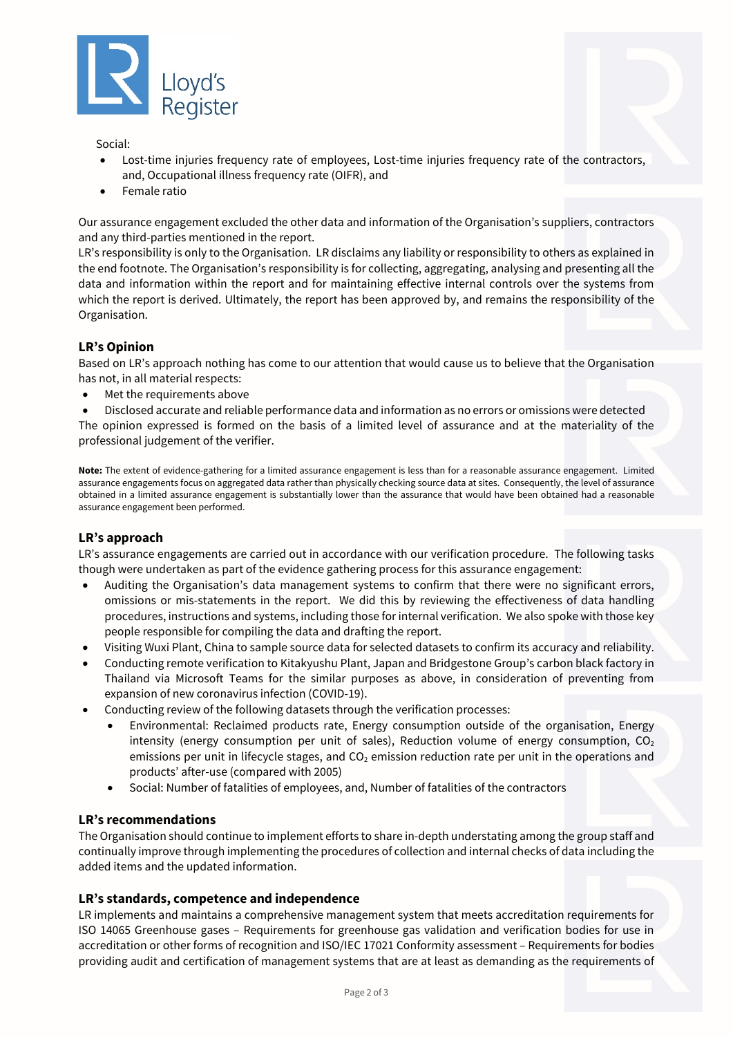Social:

- Lost-time injuries frequency rate of employees, Lost-time injuries frequency rate of the contractors, and, Occupational illness frequency rate (OIFR), and
- Female ratio

Our assurance engagement excluded the other data and information of the Organisation's suppliers, contractors and any third-parties mentioned in the report.

LR's responsibility is only to the Organisation. LR disclaims any liability or responsibility to others as explained in the end footnote. The Organisation's responsibility is for collecting, aggregating, analysing and presenting all the data and information within the report and for maintaining effective internal controls over the systems from which the report is derived. Ultimately, the report has been approved by, and remains the responsibility of the Organisation.

### LR's Opinion

Based on LR's approach nothing has come to our attention that would cause us to believe that the Organisation has not, in all material respects:

- Met the requirements above
- Disclosed accurate and reliable performance data and information as no errors or omissions were detected

The opinion expressed is formed on the basis of a limited level of assurance and at the materiality of the professional judgement of the verifier.

**Note:** The extent of evidence-gathering for a limited assurance engagement is less than for a reasonable assurance engagement. Limited assurance engagements focus on aggregated data rather than physically checking source data at sites. Consequently, the level of assurance obtained in a limited assurance engagement is substantially lower than the assurance that would have been obtained had a reasonable assurance engagement been performed.

### LR's approach

LR's assurance engagements are carried out in accordance with our verification procedure. The following tasks though were undertaken as part of the evidence gathering process for this assurance engagement:

- Auditing the Organisation's data management systems to confirm that there were no significant errors, omissions or mis-statements in the report. We did this by reviewing the effectiveness of data handling procedures, instructions and systems, including those for internal verification. We also spoke with those key people responsible for compiling the data and drafting the report.
- Visiting Wuxi Plant, China to sample source data for selected datasets to confirm its accuracy and reliability.
- Conducting remote verification to Kitakyushu Plant, Japan and Bridgestone Group's carbon black factory in Thailand via Microsoft Teams for the similar purposes as above, in consideration of preventing from expansion of new coronavirus infection (COVID-19).
- Conducting review of the following datasets through the verification processes:
  - Environmental: Reclaimed products rate, Energy consumption outside of the organisation, Energy intensity (energy consumption per unit of sales), Reduction volume of energy consumption, $CO_2$ emissions per unit in lifecycle stages, and $CO_2$ emission reduction rate per unit in the operations and products' after-use (compared with 2005)
  - Social: Number of fatalities of employees, and, Number of fatalities of the contractors

### LR's recommendations

The Organisation should continue to implement efforts to share in-depth understating among the group staff and continually improve through implementing the procedures of collection and internal checks of data including the added items and the updated information.

### LR's standards, competence and independence

LR implements and maintains a comprehensive management system that meets accreditation requirements for ISO 14065 Greenhouse gases – Requirements for greenhouse gas validation and verification bodies for use in accreditation or other forms of recognition and ISO/IEC 17021 Conformity assessment – Requirements for bodies providing audit and certification of management systems that are at least as demanding as the requirements of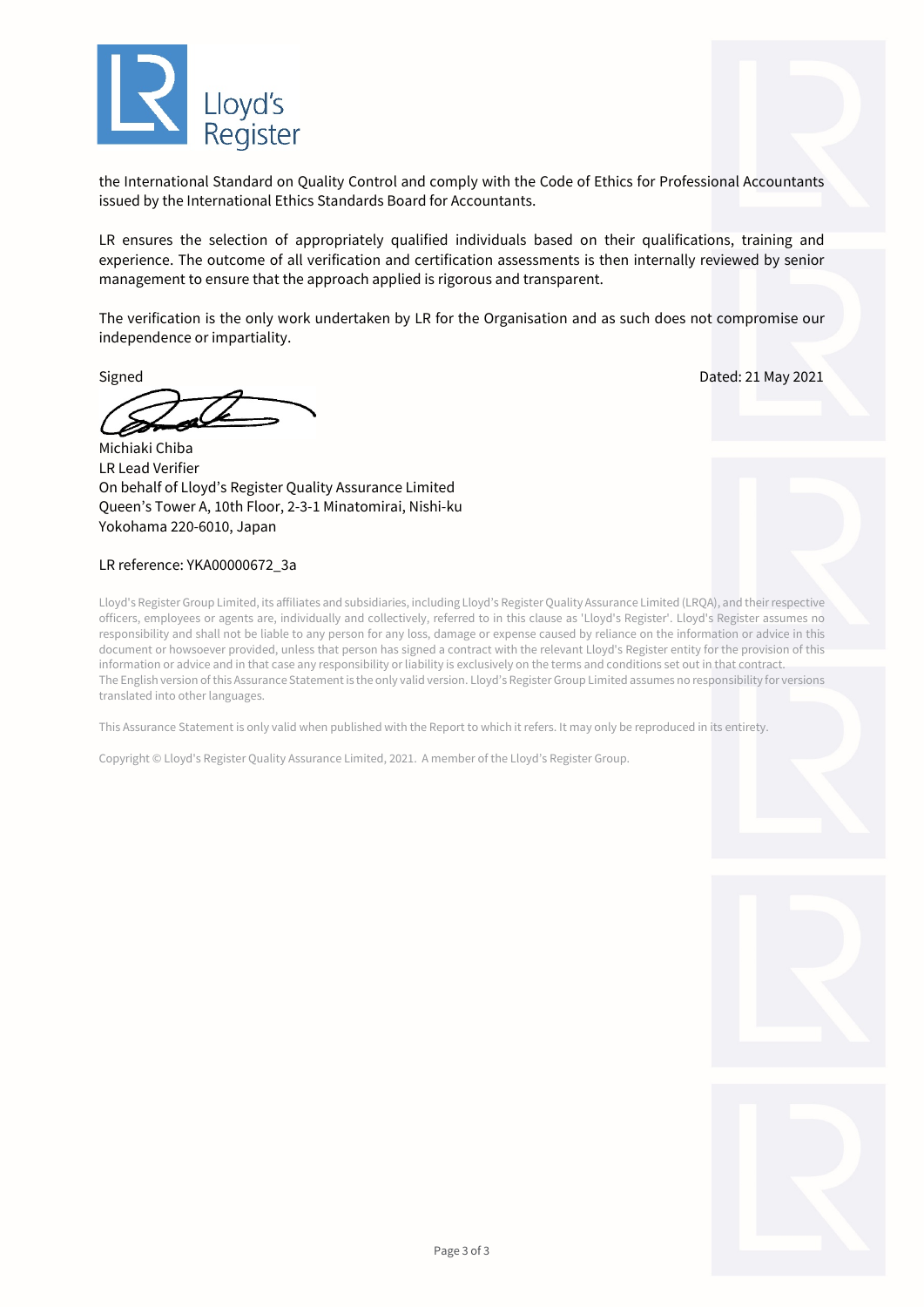the International Standard on Quality Control and comply with the Code of Ethics for Professional Accountants issued by the International Ethics Standards Board for Accountants.

LR ensures the selection of appropriately qualified individuals based on their qualifications, training and experience. The outcome of all verification and certification assessments is then internally reviewed by senior management to ensure that the approach applied is rigorous and transparent.

The verification is the only work undertaken by LR for the Organisation and as such does not compromise our independence or impartiality.

Signed

Dated: 21 May 2021

Michiaki Chiba
LR Lead Verifier
On behalf of Lloyd's Register Quality Assurance Limited
Queen's Tower A, 10th Floor, 2-3-1 Minatomirai, Nishi-ku
Yokohama 220-6010, Japan

LR reference: YKA00000672_3a

Lloyd's Register Group Limited, its affiliates and subsidiaries, including Lloyd's Register Quality Assurance Limited (LRQA), and their respective officers, employees or agents are, individually and collectively, referred to in this clause as 'Lloyd's Register'. Lloyd's Register assumes no responsibility and shall not be liable to any person for any loss, damage or expense caused by reliance on the information or advice in this document or howsoever provided, unless that person has signed a contract with the relevant Lloyd's Register entity for the provision of this information or advice and in that case any responsibility or liability is exclusively on the terms and conditions set out in that contract.
The English version of this Assurance Statement is the only valid version. Lloyd's Register Group Limited assumes no responsibility for versions translated into other languages.

This Assurance Statement is only valid when published with the Report to which it refers. It may only be reproduced in its entirety.

Copyright © Lloyd's Register Quality Assurance Limited, 2021. A member of the Lloyd's Register Group.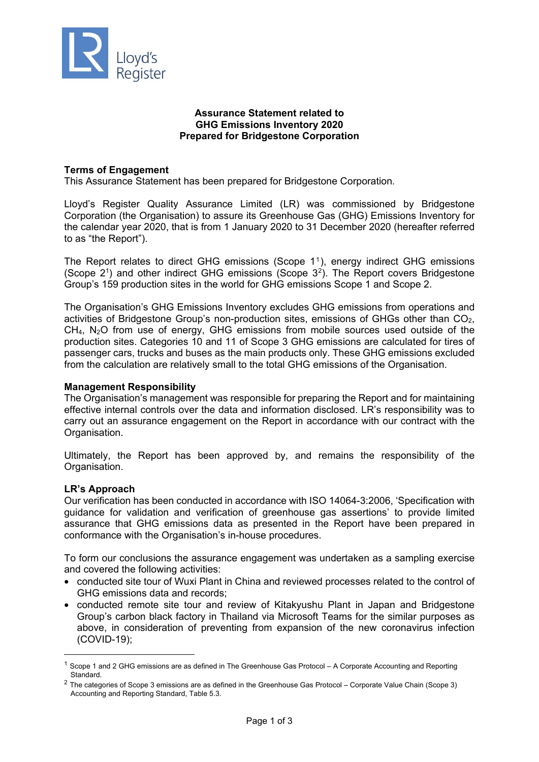## Assurance Statement related to GHG Emissions Inventory 2020 Prepared for Bridgestone Corporation

### Terms of Engagement

This Assurance Statement has been prepared for Bridgestone Corporation.

Lloyd's Register Quality Assurance Limited (LR) was commissioned by Bridgestone Corporation (the Organisation) to assure its Greenhouse Gas (GHG) Emissions Inventory for the calendar year 2020, that is from 1 January 2020 to 31 December 2020 (hereafter referred to as "the Report").

The Report relates to direct GHG emissions (Scope 1[1]), energy indirect GHG emissions (Scope 2[1]) and other indirect GHG emissions (Scope 3[2]). The Report covers Bridgestone Group's 159 production sites in the world for GHG emissions Scope 1 and Scope 2.

The Organisation's GHG Emissions Inventory excludes GHG emissions from operations and activities of Bridgestone Group's non-production sites, emissions of GHGs other than $CO_2$, $CH_4$, $N_2O$ from use of energy, GHG emissions from mobile sources used outside of the production sites. Categories 10 and 11 of Scope 3 GHG emissions are calculated for tires of passenger cars, trucks and buses as the main products only. These GHG emissions excluded from the calculation are relatively small to the total GHG emissions of the Organisation.

### Management Responsibility

The Organisation's management was responsible for preparing the Report and for maintaining effective internal controls over the data and information disclosed. LR's responsibility was to carry out an assurance engagement on the Report in accordance with our contract with the Organisation.

Ultimately, the Report has been approved by, and remains the responsibility of the Organisation.

### LR's Approach

Our verification has been conducted in accordance with ISO 14064-3:2006, 'Specification with guidance for validation and verification of greenhouse gas assertions' to provide limited assurance that GHG emissions data as presented in the Report have been prepared in conformance with the Organisation's in-house procedures.

To form our conclusions the assurance engagement was undertaken as a sampling exercise and covered the following activities:

- conducted site tour of Wuxi Plant in China and reviewed processes related to the control of GHG emissions data and records;
- conducted remote site tour and review of Kitakyushu Plant in Japan and Bridgestone Group's carbon black factory in Thailand via Microsoft Teams for the similar purposes as above, in consideration of preventing from expansion of the new coronavirus infection (COVID-19);

[1] Scope 1 and 2 GHG emissions are as defined in The Greenhouse Gas Protocol – A Corporate Accounting and Reporting Standard.

[2] The categories of Scope 3 emissions are as defined in the Greenhouse Gas Protocol – Corporate Value Chain (Scope 3) Accounting and Reporting Standard, Table 5.3.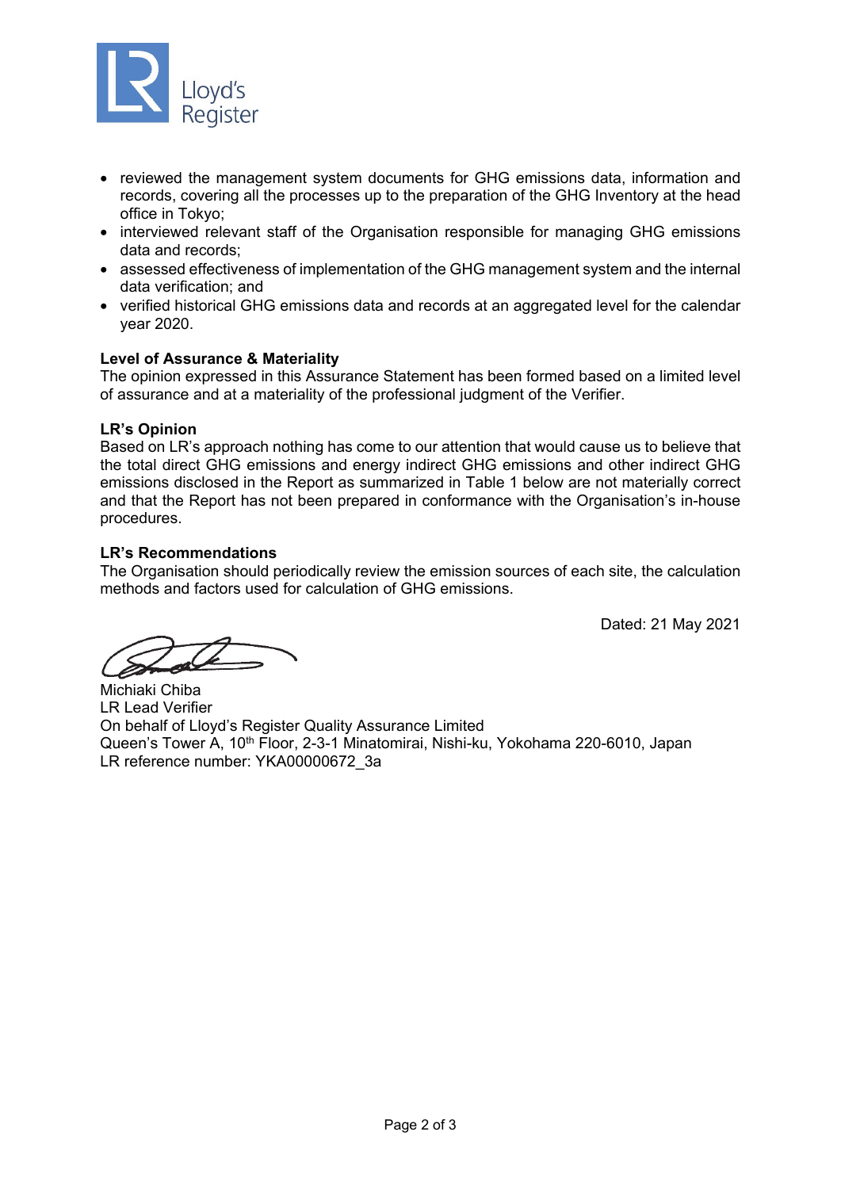- reviewed the management system documents for GHG emissions data, information and records, covering all the processes up to the preparation of the GHG Inventory at the head office in Tokyo;
- interviewed relevant staff of the Organisation responsible for managing GHG emissions data and records;
- assessed effectiveness of implementation of the GHG management system and the internal data verification; and
- verified historical GHG emissions data and records at an aggregated level for the calendar year 2020.

**Level of Assurance & Materiality**

The opinion expressed in this Assurance Statement has been formed based on a limited level of assurance and at a materiality of the professional judgment of the Verifier.

**LR's Opinion**

Based on LR's approach nothing has come to our attention that would cause us to believe that the total direct GHG emissions and energy indirect GHG emissions and other indirect GHG emissions disclosed in the Report as summarized in Table 1 below are not materially correct and that the Report has not been prepared in conformance with the Organisation's in-house procedures.

**LR's Recommendations**

The Organisation should periodically review the emission sources of each site, the calculation methods and factors used for calculation of GHG emissions.

Dated: 21 May 2021

Michiaki Chiba
LR Lead Verifier
On behalf of Lloyd's Register Quality Assurance Limited
Queen's Tower A, 10th Floor, 2-3-1 Minatomirai, Nishi-ku, Yokohama 220-6010, Japan
LR reference number: YKA00000672_3a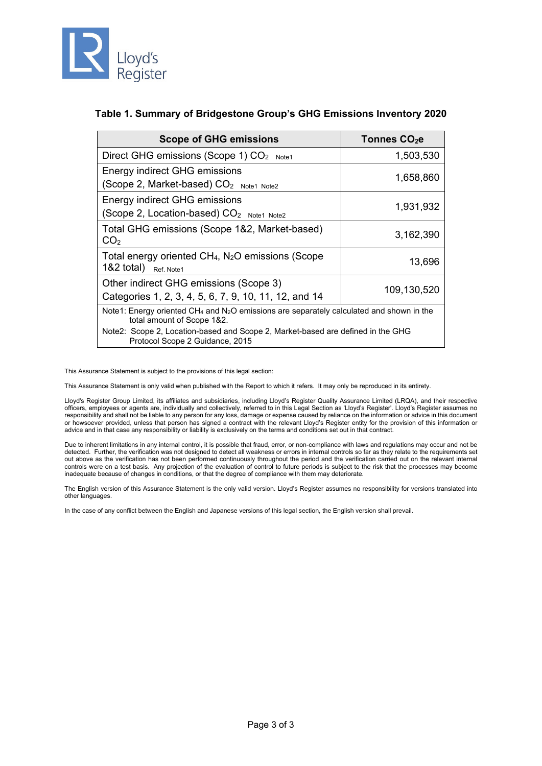### Table 1. Summary of Bridgestone Group's GHG Emissions Inventory 2020

| Scope of GHG emissions | Tonnes $CO_2e$ |
|---|---|
| Direct GHG emissions (Scope 1) $CO_2$ Note1 | 1,503,530 |
| Energy indirect GHG emissions (Scope 2, Market-based) $CO_2$ Note1 Note2 | 1,658,860 |
| Energy indirect GHG emissions (Scope 2, Location-based) $CO_2$ Note1 Note2 | 1,931,932 |
| Total GHG emissions (Scope 1&2, Market-based) $CO_2$ | 3,162,390 |
| Total energy oriented $CH_4$, $N_2O$ emissions (Scope 1&2 total) Ref. Note1 | 13,696 |
| Other indirect GHG emissions (Scope 3) Categories 1, 2, 3, 4, 5, 6, 7, 9, 10, 11, 12, and 14 | 109,130,520 |
| Note1: Energy oriented $CH_4$ and $N_2O$ emissions are separately calculated and shown in the total amount of Scope 1&2. Note2: Scope 2, Location-based and Scope 2, Market-based are defined in the GHG Protocol Scope 2 Guidance, 2015 | |

This Assurance Statement is subject to the provisions of this legal section:

This Assurance Statement is only valid when published with the Report to which it refers. It may only be reproduced in its entirety.

Lloyd's Register Group Limited, its affiliates and subsidiaries, including Lloyd's Register Quality Assurance Limited (LRQA), and their respective officers, employees or agents are, individually and collectively, referred to in this Legal Section as 'Lloyd's Register'. Lloyd's Register assumes no responsibility and shall not be liable to any person for any loss, damage or expense caused by reliance on the information or advice in this document or howsoever provided, unless that person has signed a contract with the relevant Lloyd's Register entity for the provision of this information or advice and in that case any responsibility or liability is exclusively on the terms and conditions set out in that contract.

Due to inherent limitations in any internal control, it is possible that fraud, error, or non-compliance with laws and regulations may occur and not be detected. Further, the verification was not designed to detect all weakness or errors in internal controls so far as they relate to the requirements set out above as the verification has not been performed continuously throughout the period and the verification carried out on the relevant internal controls were on a test basis. Any projection of the evaluation of control to future periods is subject to the risk that the processes may become inadequate because of changes in conditions, or that the degree of compliance with them may deteriorate.

The English version of this Assurance Statement is the only valid version. Lloyd's Register assumes no responsibility for versions translated into other languages.

In the case of any conflict between the English and Japanese versions of this legal section, the English version shall prevail.